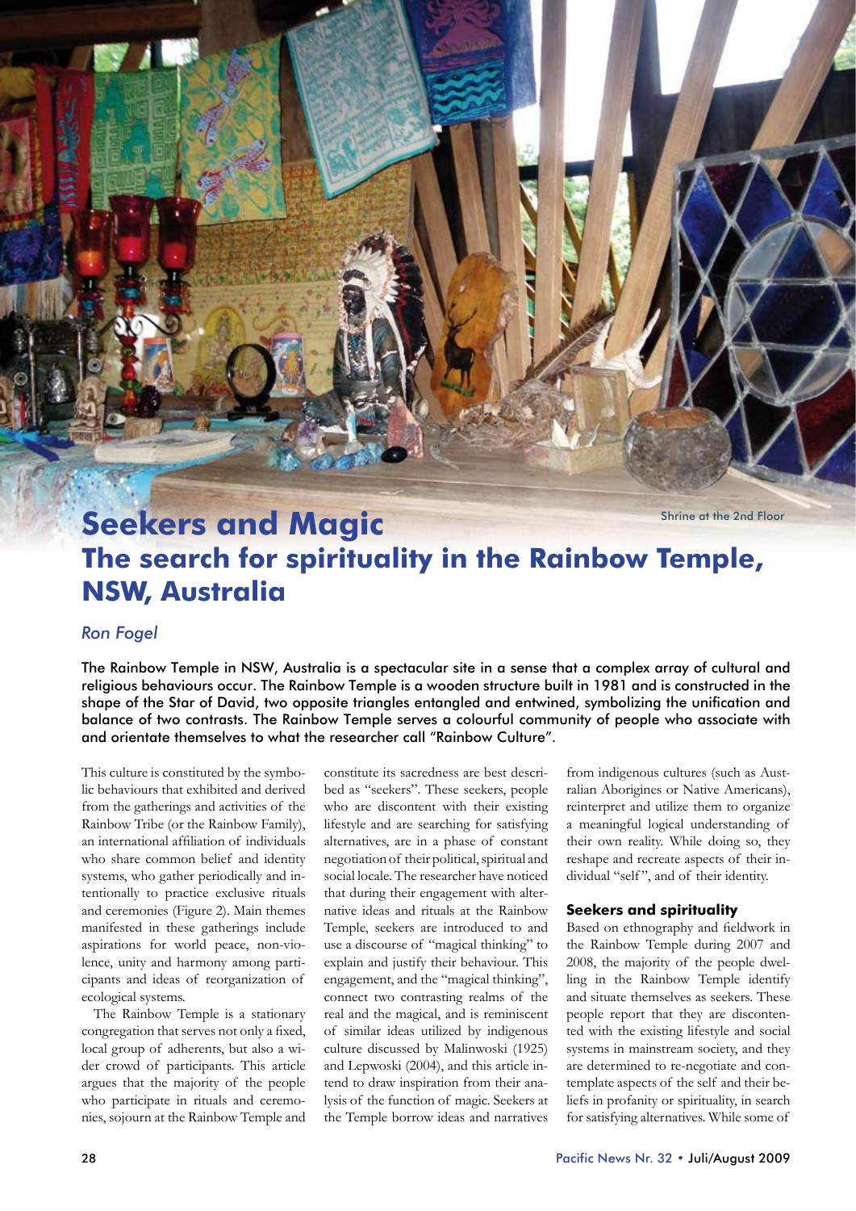Shrine at the 2nd Floor

# Seekers and Magic
## The search for spirituality in the Rainbow Temple, NSW, Australia

*Ron Fogel*

The Rainbow Temple in NSW, Australia is a spectacular site in a sense that a complex array of cultural and religious behaviours occur. The Rainbow Temple is a wooden structure built in 1981 and is constructed in the shape of the Star of David, two opposite triangles entangled and entwined, symbolizing the unification and balance of two contrasts. The Rainbow Temple serves a colourful community of people who associate with and orientate themselves to what the researcher call "Rainbow Culture".

This culture is constituted by the symbolic behaviours that exhibited and derived from the gatherings and activities of the Rainbow Tribe (or the Rainbow Family), an international affiliation of individuals who share common belief and identity systems, who gather periodically and intentionally to practice exclusive rituals and ceremonies (Figure 2). Main themes manifested in these gatherings include aspirations for world peace, non-violence, unity and harmony among participants and ideas of reorganization of ecological systems.

The Rainbow Temple is a stationary congregation that serves not only a fixed, local group of adherents, but also a wider crowd of participants. This article argues that the majority of the people who participate in rituals and ceremonies, sojourn at the Rainbow Temple and constitute its sacredness are best described as "seekers". These seekers, people who are discontent with their existing lifestyle and are searching for satisfying alternatives, are in a phase of constant negotiation of their political, spiritual and social locale. The researcher have noticed that during their engagement with alternative ideas and rituals at the Rainbow Temple, seekers are introduced to and use a discourse of "magical thinking" to explain and justify their behaviour. This engagement, and the "magical thinking", connect two contrasting realms of the real and the magical, and is reminiscent of similar ideas utilized by indigenous culture discussed by Malinwoski (1925) and Lepwoski (2004), and this article intend to draw inspiration from their analysis of the function of magic. Seekers at the Temple borrow ideas and narratives from indigenous cultures (such as Australian Aborigines or Native Americans), reinterpret and utilize them to organize a meaningful logical understanding of their own reality. While doing so, they reshape and recreate aspects of their individual "self", and of their identity.

### Seekers and spirituality

Based on ethnography and fieldwork in the Rainbow Temple during 2007 and 2008, the majority of the people dwelling in the Rainbow Temple identify and situate themselves as seekers. These people report that they are discontented with the existing lifestyle and social systems in mainstream society, and they are determined to re-negotiate and contemplate aspects of the self and their beliefs in profanity or spirituality, in search for satisfying alternatives. While some of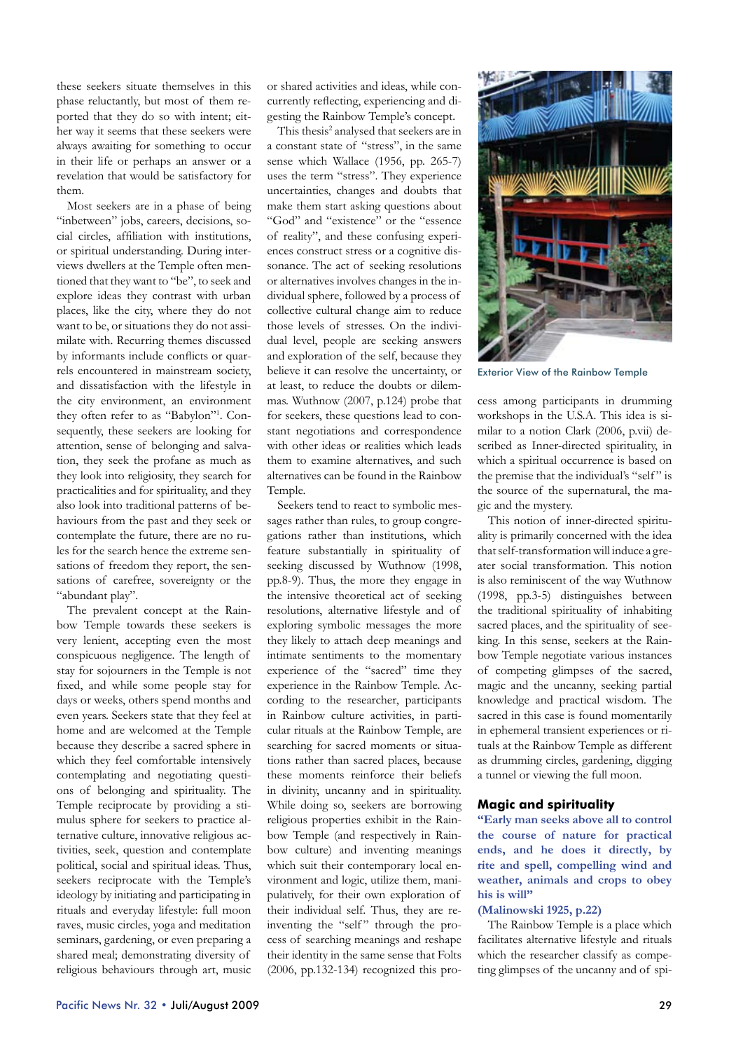these seekers situate themselves in this phase reluctantly, but most of them reported that they do so with intent; either way it seems that these seekers were always awaiting for something to occur in their life or perhaps an answer or a revelation that would be satisfactory for them.

Most seekers are in a phase of being "inbetween" jobs, careers, decisions, social circles, affiliation with institutions, or spiritual understanding. During interviews dwellers at the Temple often mentioned that they want to "be", to seek and explore ideas they contrast with urban places, like the city, where they do not want to be, or situations they do not assimilate with. Recurring themes discussed by informants include conflicts or quarrels encountered in mainstream society, and dissatisfaction with the lifestyle in the city environment, an environment they often refer to as "Babylon"[1]. Consequently, these seekers are looking for attention, sense of belonging and salvation, they seek the profane as much as they look into religiosity, they search for practicalities and for spirituality, and they also look into traditional patterns of behaviours from the past and they seek or contemplate the future, there are no rules for the search hence the extreme sensations of freedom they report, the sensations of carefree, sovereignty or the "abundant play".

The prevalent concept at the Rainbow Temple towards these seekers is very lenient, accepting even the most conspicuous negligence. The length of stay for sojourners in the Temple is not fixed, and while some people stay for days or weeks, others spend months and even years. Seekers state that they feel at home and are welcomed at the Temple because they describe a sacred sphere in which they feel comfortable intensively contemplating and negotiating questions of belonging and spirituality. The Temple reciprocate by providing a stimulus sphere for seekers to practice alternative culture, innovative religious activities, seek, question and contemplate political, social and spiritual ideas. Thus, seekers reciprocate with the Temple's ideology by initiating and participating in rituals and everyday lifestyle: full moon raves, music circles, yoga and meditation seminars, gardening, or even preparing a shared meal; demonstrating diversity of religious behaviours through art, music or shared activities and ideas, while concurrently reflecting, experiencing and digesting the Rainbow Temple's concept.

This thesis[2] analysed that seekers are in a constant state of "stress", in the same sense which Wallace (1956, pp. 265-7) uses the term "stress". They experience uncertainties, changes and doubts that make them start asking questions about "God" and "existence" or the "essence of reality", and these confusing experiences construct stress or a cognitive dissonance. The act of seeking resolutions or alternatives involves changes in the individual sphere, followed by a process of collective cultural change aim to reduce those levels of stresses. On the individual level, people are seeking answers and exploration of the self, because they believe it can resolve the uncertainty, or at least, to reduce the doubts or dilemmas. Wuthnow (2007, p.124) probe that for seekers, these questions lead to constant negotiations and correspondence with other ideas or realities which leads them to examine alternatives, and such alternatives can be found in the Rainbow Temple.

Seekers tend to react to symbolic messages rather than rules, to group congregations rather than institutions, which feature substantially in spirituality of seeking discussed by Wuthnow (1998, pp.8-9). Thus, the more they engage in the intensive theoretical act of seeking resolutions, alternative lifestyle and of exploring symbolic messages the more they likely to attach deep meanings and intimate sentiments to the momentary experience of the "sacred" time they experience in the Rainbow Temple. According to the researcher, participants in Rainbow culture activities, in particular rituals at the Rainbow Temple, are searching for sacred moments or situations rather than sacred places, because these moments reinforce their beliefs in divinity, uncanny and in spirituality. While doing so, seekers are borrowing religious properties exhibit in the Rainbow Temple (and respectively in Rainbow culture) and inventing meanings which suit their contemporary local environment and logic, utilize them, manipulatively, for their own exploration of their individual self. Thus, they are reinventing the "self" through the process of searching meanings and reshape their identity in the same sense that Folts (2006, pp.132-134) recognized this process among participants in drumming workshops in the U.S.A. This idea is similar to a notion Clark (2006, p.vii) described as Inner-directed spirituality, in which a spiritual occurrence is based on the premise that the individual's "self" is the source of the supernatural, the magic and the mystery.

Exterior View of the Rainbow Temple

This notion of inner-directed spirituality is primarily concerned with the idea that self-transformation will induce a greater social transformation. This notion is also reminiscent of the way Wuthnow (1998, pp.3-5) distinguishes between the traditional spirituality of inhabiting sacred places, and the spirituality of seeking. In this sense, seekers at the Rainbow Temple negotiate various instances of competing glimpses of the sacred, magic and the uncanny, seeking partial knowledge and practical wisdom. The sacred in this case is found momentarily in ephemeral transient experiences or rituals at the Rainbow Temple as different as drumming circles, gardening, digging a tunnel or viewing the full moon.

## Magic and spirituality

**"Early man seeks above all to control the course of nature for practical ends, and he does it directly, by rite and spell, compelling wind and weather, animals and crops to obey his is will"**

**(Malinowski 1925, p.22)**

The Rainbow Temple is a place which facilitates alternative lifestyle and rituals which the researcher classify as competing glimpses of the uncanny and of spi-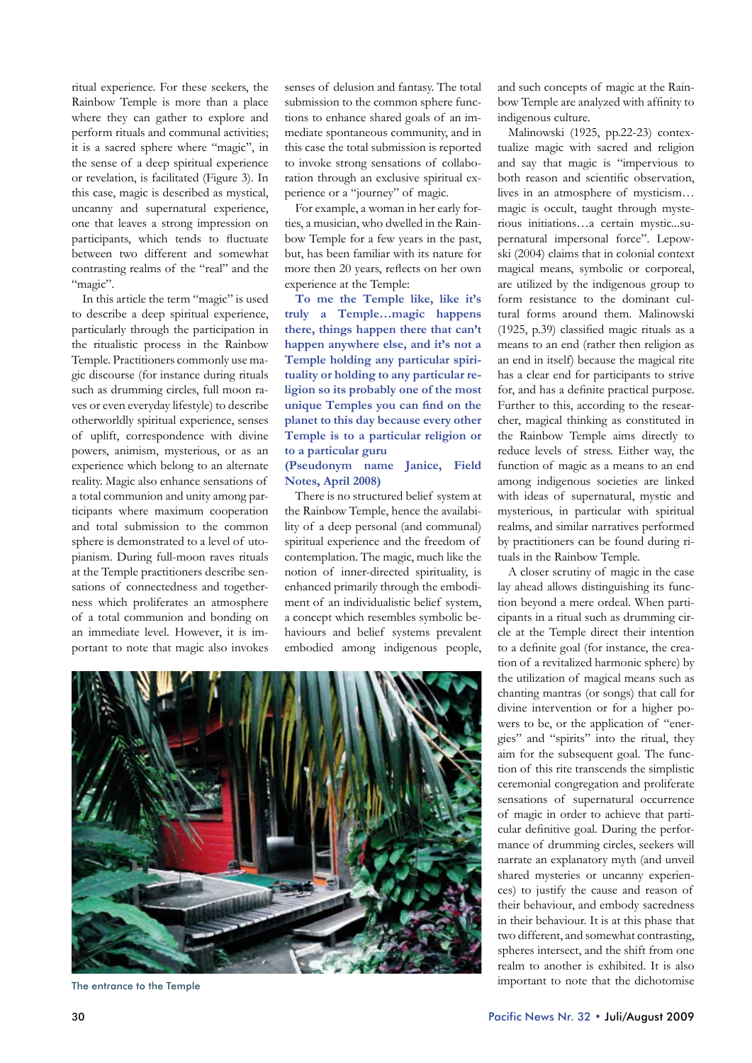ritual experience. For these seekers, the Rainbow Temple is more than a place where they can gather to explore and perform rituals and communal activities; it is a sacred sphere where "magic", in the sense of a deep spiritual experience or revelation, is facilitated (Figure 3). In this case, magic is described as mystical, uncanny and supernatural experience, one that leaves a strong impression on participants, which tends to fluctuate between two different and somewhat contrasting realms of the "real" and the "magic".

In this article the term "magic" is used to describe a deep spiritual experience, particularly through the participation in the ritualistic process in the Rainbow Temple. Practitioners commonly use magic discourse (for instance during rituals such as drumming circles, full moon raves or even everyday lifestyle) to describe otherworldly spiritual experience, senses of uplift, correspondence with divine powers, animism, mysterious, or as an experience which belong to an alternate reality. Magic also enhance sensations of a total communion and unity among participants where maximum cooperation and total submission to the common sphere is demonstrated to a level of utopianism. During full-moon raves rituals at the Temple practitioners describe sensations of connectedness and togetherness which proliferates an atmosphere of a total communion and bonding on an immediate level. However, it is important to note that magic also invokes senses of delusion and fantasy. The total submission to the common sphere functions to enhance shared goals of an immediate spontaneous community, and in this case the total submission is reported to invoke strong sensations of collaboration through an exclusive spiritual experience or a "journey" of magic.

For example, a woman in her early forties, a musician, who dwelled in the Rainbow Temple for a few years in the past, but, has been familiar with its nature for more then 20 years, reflects on her own experience at the Temple:

**To me the Temple like, like it's truly a Temple…magic happens there, things happen there that can't happen anywhere else, and it's not a Temple holding any particular spirituality or holding to any particular religion so its probably one of the most unique Temples you can find on the planet to this day because every other Temple is to a particular religion or to a particular guru**
**(Pseudonym name Janice, Field Notes, April 2008)**

There is no structured belief system at the Rainbow Temple, hence the availability of a deep personal (and communal) spiritual experience and the freedom of contemplation. The magic, much like the notion of inner-directed spirituality, is enhanced primarily through the embodiment of an individualistic belief system, a concept which resembles symbolic behaviours and belief systems prevalent embodied among indigenous people, and such concepts of magic at the Rainbow Temple are analyzed with affinity to indigenous culture.

Malinowski (1925, pp.22-23) contextualize magic with sacred and religion and say that magic is "impervious to both reason and scientific observation, lives in an atmosphere of mysticism… magic is occult, taught through mysterious initiations…a certain mystic...supernatural impersonal force". Lepowski (2004) claims that in colonial context magical means, symbolic or corporeal, are utilized by the indigenous group to form resistance to the dominant cultural forms around them. Malinowski (1925, p.39) classified magic rituals as a means to an end (rather then religion as an end in itself) because the magical rite has a clear end for participants to strive for, and has a definite practical purpose. Further to this, according to the researcher, magical thinking as constituted in the Rainbow Temple aims directly to reduce levels of stress. Either way, the function of magic as a means to an end among indigenous societies are linked with ideas of supernatural, mystic and mysterious, in particular with spiritual realms, and similar narratives performed by practitioners can be found during rituals in the Rainbow Temple.

A closer scrutiny of magic in the case lay ahead allows distinguishing its function beyond a mere ordeal. When participants in a ritual such as drumming circle at the Temple direct their intention to a definite goal (for instance, the creation of a revitalized harmonic sphere) by the utilization of magical means such as chanting mantras (or songs) that call for divine intervention or for a higher powers to be, or the application of "energies" and "spirits" into the ritual, they aim for the subsequent goal. The function of this rite transcends the simplistic ceremonial congregation and proliferate sensations of supernatural occurrence of magic in order to achieve that particular definitive goal. During the performance of drumming circles, seekers will narrate an explanatory myth (and unveil shared mysteries or uncanny experiences) to justify the cause and reason of their behaviour, and embody sacredness in their behaviour. It is at this phase that two different, and somewhat contrasting, spheres intersect, and the shift from one realm to another is exhibited. It is also important to note that the dichotomise

The entrance to the Temple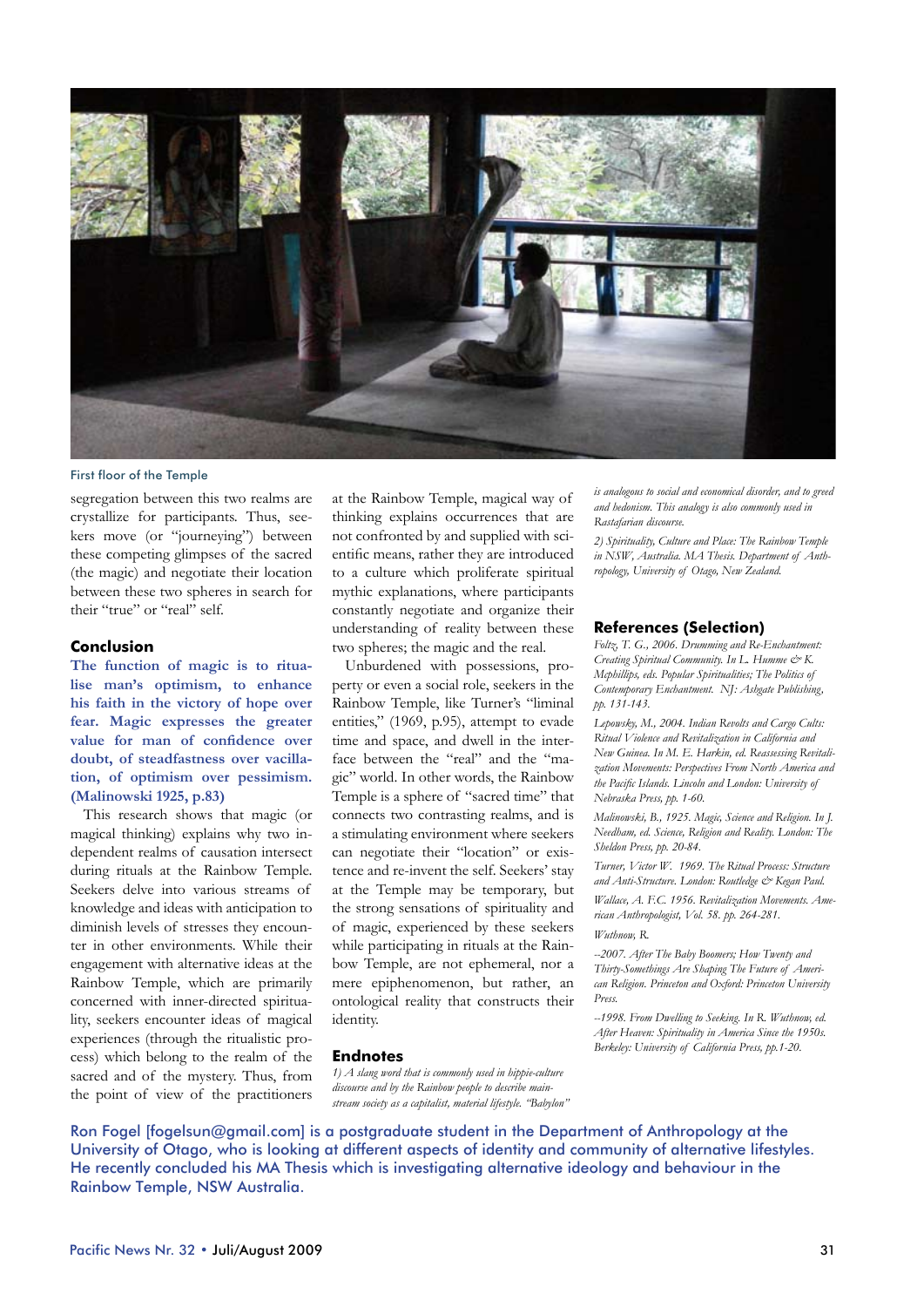First floor of the Temple

segregation between this two realms are crystallize for participants. Thus, seekers move (or "journeying") between these competing glimpses of the sacred (the magic) and negotiate their location between these two spheres in search for their "true" or "real" self.

## Conclusion

**The function of magic is to ritualise man's optimism, to enhance his faith in the victory of hope over fear. Magic expresses the greater value for man of confidence over doubt, of steadfastness over vacillation, of optimism over pessimism. (Malinowski 1925, p.83)**

This research shows that magic (or magical thinking) explains why two independent realms of causation intersect during rituals at the Rainbow Temple. Seekers delve into various streams of knowledge and ideas with anticipation to diminish levels of stresses they encounter in other environments. While their engagement with alternative ideas at the Rainbow Temple, which are primarily concerned with inner-directed spirituality, seekers encounter ideas of magical experiences (through the ritualistic process) which belong to the realm of the sacred and of the mystery. Thus, from the point of view of the practitioners at the Rainbow Temple, magical way of thinking explains occurrences that are not confronted by and supplied with scientific means, rather they are introduced to a culture which proliferate spiritual mythic explanations, where participants constantly negotiate and organize their understanding of reality between these two spheres; the magic and the real.

Unburdened with possessions, property or even a social role, seekers in the Rainbow Temple, like Turner's "liminal entities," (1969, p.95), attempt to evade time and space, and dwell in the interface between the "real" and the "magic" world. In other words, the Rainbow Temple is a sphere of "sacred time" that connects two contrasting realms, and is a stimulating environment where seekers can negotiate their "location" or existence and re-invent the self. Seekers' stay at the Temple may be temporary, but the strong sensations of spirituality and of magic, experienced by these seekers while participating in rituals at the Rainbow Temple, are not ephemeral, nor a mere epiphenomenon, but rather, an ontological reality that constructs their identity.

## Endnotes

*1) A slang word that is commonly used in hippie-culture discourse and by the Rainbow people to describe mainstream society as a capitalist, material lifestyle. "Babylon" is analogous to social and economical disorder, and to greed and hedonism. This analogy is also commonly used in Rastafarian discourse.*

*2) Spirituality, Culture and Place: The Rainbow Temple in NSW, Australia. MA Thesis. Department of Anthropology, University of Otago, New Zealand.*

## References (Selection)

*Foltz, T. G., 2006. Drumming and Re-Enchantment: Creating Spiritual Community. In L. Humme & K. Mcphillips, eds. Popular Spiritualities; The Politics of Contemporary Enchantment. NJ: Ashgate Publishing, pp. 131-143.*

*Lepowsky, M., 2004. Indian Revolts and Cargo Cults: Ritual Violence and Revitalization in California and New Guinea. In M. E. Harkin, ed. Reassessing Revitalization Movements: Perspectives From North America and the Pacific Islands. Lincoln and London: University of Nebraska Press, pp. 1-60.*

*Malinowski, B., 1925. Magic, Science and Religion. In J. Needham, ed. Science, Religion and Reality. London: The Sheldon Press, pp. 20-84.*

*Turner, Victor W. 1969. The Ritual Process: Structure and Anti-Structure. London: Routledge & Kegan Paul.*

*Wallace, A. F.C. 1956. Revitalization Movements. American Anthropologist, Vol. 58. pp. 264-281.*

*Wuthnow, R.*

*--2007. After The Baby Boomers; How Twenty and Thirty-Somethings Are Shaping The Future of American Religion. Princeton and Oxford: Princeton University Press.*

*--1998. From Dwelling to Seeking. In R. Wuthnow, ed. After Heaven: Spirituality in America Since the 1950s. Berkeley: University of California Press, pp.1-20.*

Ron Fogel [fogelsun@gmail.com] is a postgraduate student in the Department of Anthropology at the University of Otago, who is looking at different aspects of identity and community of alternative lifestyles. He recently concluded his MA Thesis which is investigating alternative ideology and behaviour in the Rainbow Temple, NSW Australia.